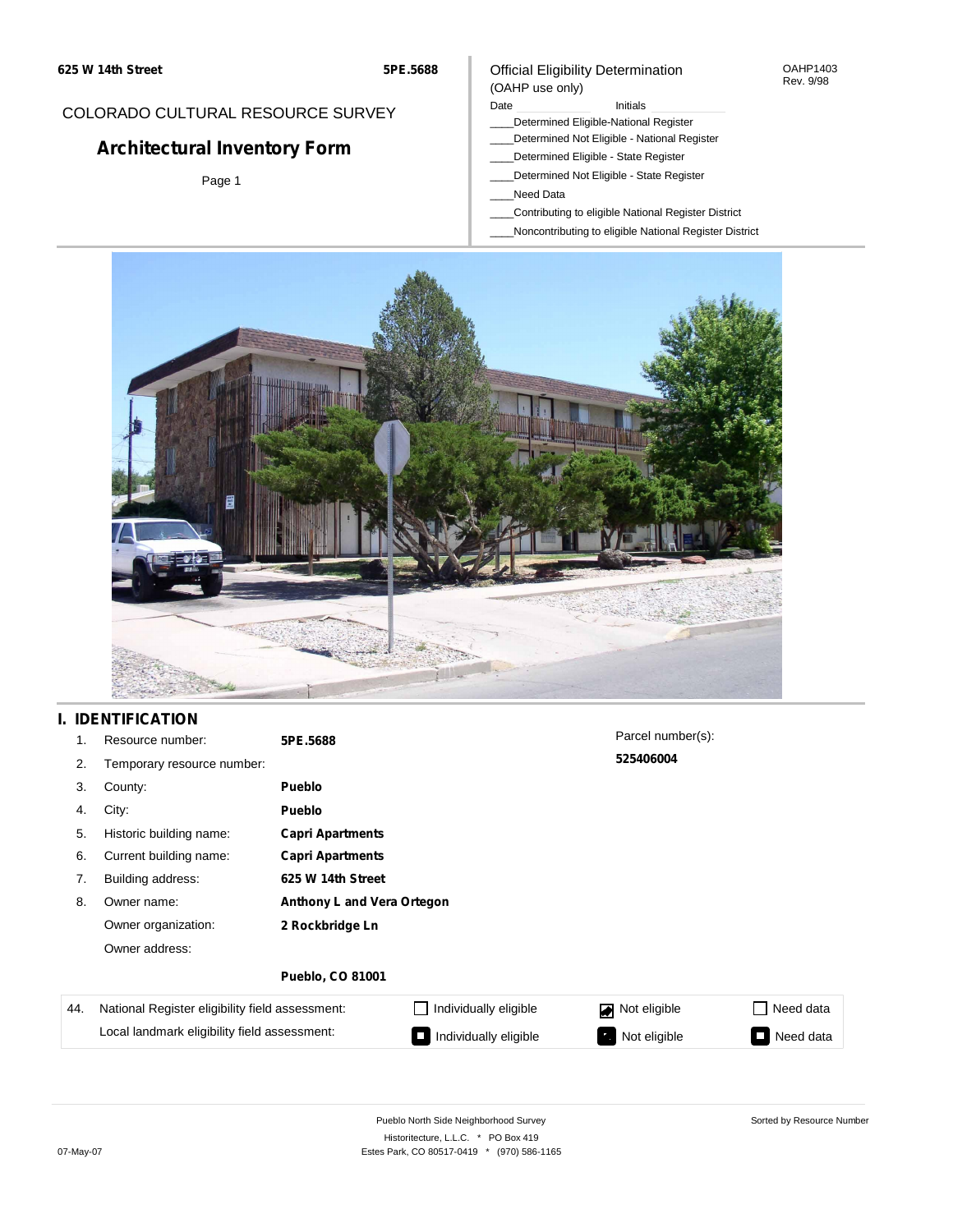625 W 14th Street

5PE.5688

COLORADO CULTURAL RESOURCE SURVEY

# Architectural Inventory Form

Official Eligibility Determination
(OAHP use only)

OAHP1403
Rev. 9/98

Date ______ Initials ______

____Determined Eligible-National Register
____Determined Not Eligible - National Register
____Determined Eligible - State Register
____Determined Not Eligible - State Register
____Need Data
____Contributing to eligible National Register District
____Noncontributing to eligible National Register District

## I. IDENTIFICATION

1. Resource number: **5PE.5688**
2. Temporary resource number:
3. County: **Pueblo**
4. City: **Pueblo**
5. Historic building name: **Capri Apartments**
6. Current building name: **Capri Apartments**
7. Building address: **625 W 14th Street**
8. Owner name: **Anthony L and Vera Ortegon**
   Owner organization: **2 Rockbridge Ln**
   Owner address:
   **Pueblo, CO 81001**

Parcel number(s): **525406004**

| 44. | National Register eligibility field assessment: | ☐ Individually eligible | ☑ Not eligible | ☐ Need data |
|---|---|---|---|---|
| | Local landmark eligibility field assessment: | ☐ Individually eligible | ☑ Not eligible | ☐ Need data |

Pueblo North Side Neighborhood Survey
Historitecture, L.L.C. * PO Box 419
Estes Park, CO 80517-0419 * (970) 586-1165

Sorted by Resource Number

07-May-07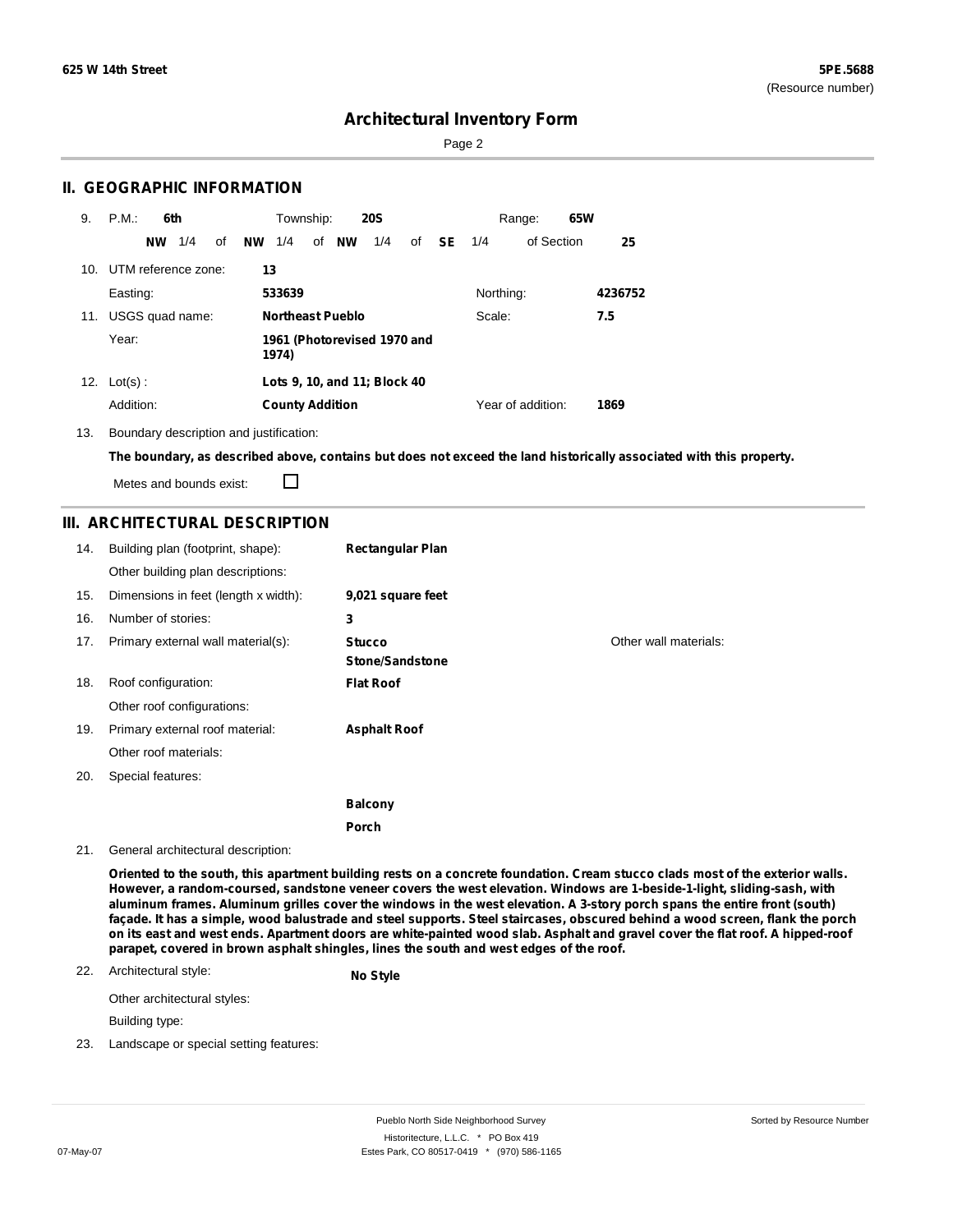**625 W 14th Street** **5PE.5688**
(Resource number)

# Architectural Inventory Form

## II. GEOGRAPHIC INFORMATION

9. P.M.: **6th** Township: **20S** Range: **65W**
   **NW** 1/4 of **NW** 1/4 of **NW** 1/4 of **SE** 1/4 of Section **25**

10. UTM reference zone: **13**
    Easting: **533639** Northing: **4236752**

11. USGS quad name: **Northeast Pueblo** Scale: **7.5**
    Year: **1961 (Photorevised 1970 and 1974)**

12. Lot(s) : **Lots 9, 10, and 11; Block 40**
    Addition: **County Addition** Year of addition: **1869**

13. Boundary description and justification:
    **The boundary, as described above, contains but does not exceed the land historically associated with this property.**
    Metes and bounds exist: ☐

## III. ARCHITECTURAL DESCRIPTION

14. Building plan (footprint, shape): **Rectangular Plan**
    Other building plan descriptions:

15. Dimensions in feet (length x width): **9,021 square feet**

16. Number of stories: **3**

17. Primary external wall material(s): **Stucco**, **Stone/Sandstone**
    Other wall materials:

18. Roof configuration: **Flat Roof**
    Other roof configurations:

19. Primary external roof material: **Asphalt Roof**
    Other roof materials:

20. Special features:
    **Balcony**
    **Porch**

21. General architectural description:
    **Oriented to the south, this apartment building rests on a concrete foundation. Cream stucco clads most of the exterior walls. However, a random-coursed, sandstone veneer covers the west elevation. Windows are 1-beside-1-light, sliding-sash, with aluminum frames. Aluminum grilles cover the windows in the west elevation. A 3-story porch spans the entire front (south) façade. It has a simple, wood balustrade and steel supports. Steel staircases, obscured behind a wood screen, flank the porch on its east and west ends. Apartment doors are white-painted wood slab. Asphalt and gravel cover the flat roof. A hipped-roof parapet, covered in brown asphalt shingles, lines the south and west edges of the roof.**

22. Architectural style: **No Style**
    Other architectural styles:
    Building type:

23. Landscape or special setting features: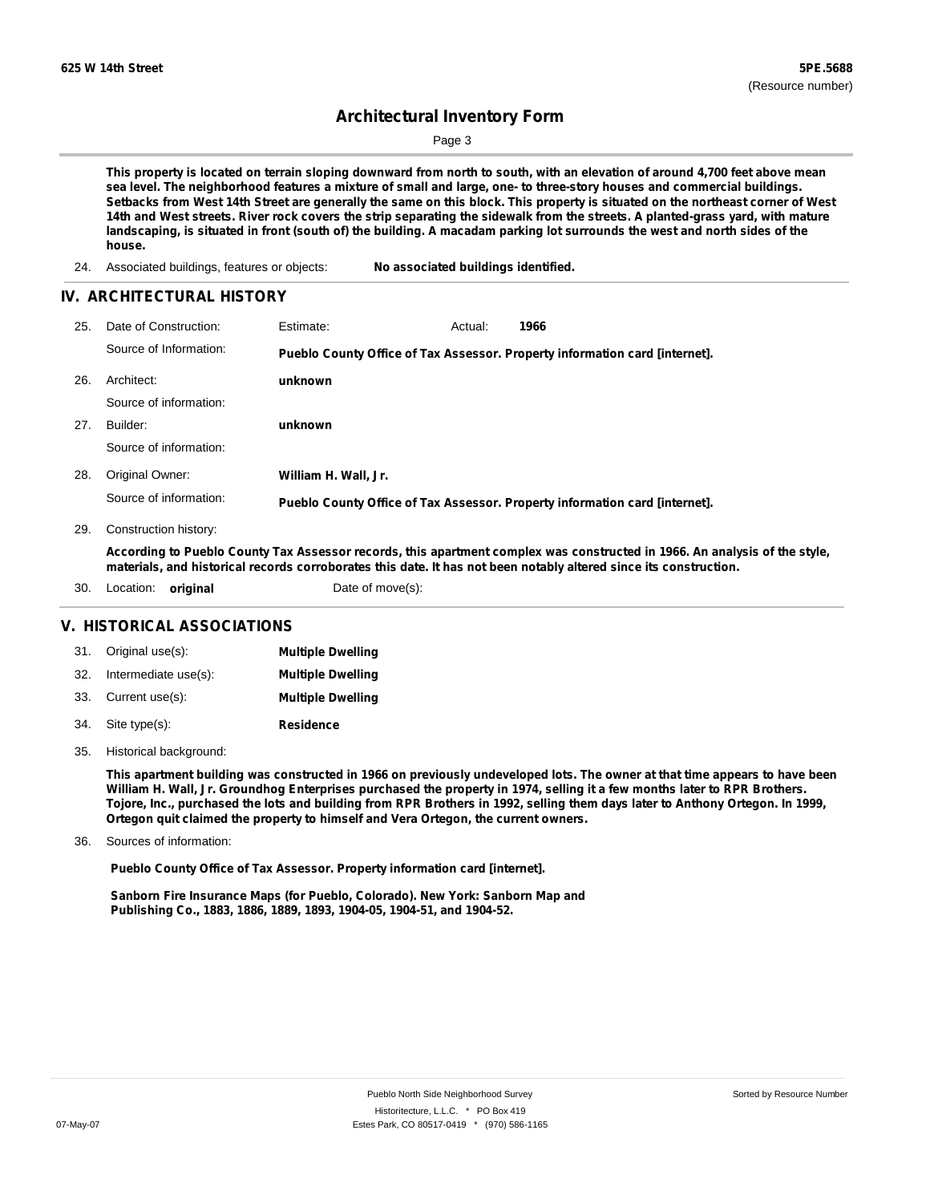This property is located on terrain sloping downward from north to south, with an elevation of around 4,700 feet above mean sea level. The neighborhood features a mixture of small and large, one- to three-story houses and commercial buildings. Setbacks from West 14th Street are generally the same on this block. This property is situated on the northeast corner of West 14th and West streets. River rock covers the strip separating the sidewalk from the streets. A planted-grass yard, with mature landscaping, is situated in front (south of) the building. A macadam parking lot surrounds the west and north sides of the house.

24. Associated buildings, features or objects: **No associated buildings identified.**

## IV. ARCHITECTURAL HISTORY

25. Date of Construction: Estimate: Actual: **1966**

    Source of Information: **Pueblo County Office of Tax Assessor. Property information card [internet].**

26. Architect: **unknown**

    Source of information:

27. Builder: **unknown**

    Source of information:

28. Original Owner: **William H. Wall, Jr.**

    Source of information: **Pueblo County Office of Tax Assessor. Property information card [internet].**

29. Construction history:

    **According to Pueblo County Tax Assessor records, this apartment complex was constructed in 1966. An analysis of the style, materials, and historical records corroborates this date. It has not been notably altered since its construction.**

30. Location: **original** Date of move(s):

## V. HISTORICAL ASSOCIATIONS

31. Original use(s): **Multiple Dwelling**
32. Intermediate use(s): **Multiple Dwelling**
33. Current use(s): **Multiple Dwelling**
34. Site type(s): **Residence**
35. Historical background:

    **This apartment building was constructed in 1966 on previously undeveloped lots. The owner at that time appears to have been William H. Wall, Jr. Groundhog Enterprises purchased the property in 1974, selling it a few months later to RPR Brothers. Tojore, Inc., purchased the lots and building from RPR Brothers in 1992, selling them days later to Anthony Ortegon. In 1999, Ortegon quit claimed the property to himself and Vera Ortegon, the current owners.**

36. Sources of information:

    **Pueblo County Office of Tax Assessor. Property information card [internet].**

    **Sanborn Fire Insurance Maps (for Pueblo, Colorado). New York: Sanborn Map and Publishing Co., 1883, 1886, 1889, 1893, 1904-05, 1904-51, and 1904-52.**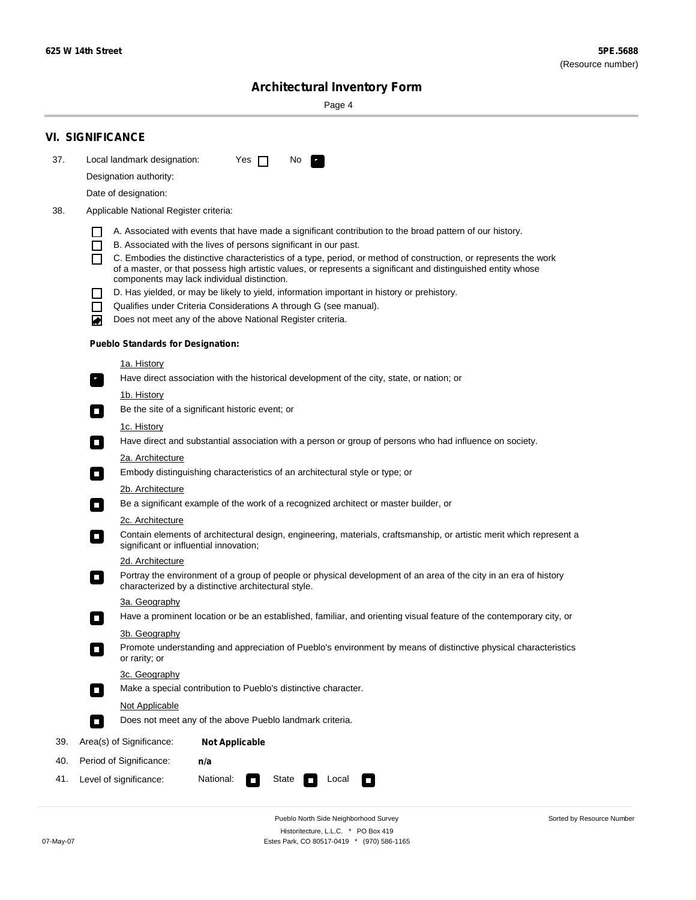## VI. SIGNIFICANCE

37. Local landmark designation: Yes ☐ No ☑

Designation authority:

Date of designation:

38. Applicable National Register criteria:

- ☐ A. Associated with events that have made a significant contribution to the broad pattern of our history.
- ☐ B. Associated with the lives of persons significant in our past.
- ☐ C. Embodies the distinctive characteristics of a type, period, or method of construction, or represents the work of a master, or that possess high artistic values, or represents a significant and distinguished entity whose components may lack individual distinction.
- ☐ D. Has yielded, or may be likely to yield, information important in history or prehistory.
- ☐ Qualifies under Criteria Considerations A through G (see manual).
- ☑ Does not meet any of the above National Register criteria.

**Pueblo Standards for Designation:**

1a. History
- ☑ Have direct association with the historical development of the city, state, or nation; or

1b. History
- ☐ Be the site of a significant historic event; or

1c. History
- ☐ Have direct and substantial association with a person or group of persons who had influence on society.

2a. Architecture
- ☐ Embody distinguishing characteristics of an architectural style or type; or

2b. Architecture
- ☐ Be a significant example of the work of a recognized architect or master builder, or

2c. Architecture
- ☐ Contain elements of architectural design, engineering, materials, craftsmanship, or artistic merit which represent a significant or influential innovation;

2d. Architecture
- ☐ Portray the environment of a group of people or physical development of an area of the city in an era of history characterized by a distinctive architectural style.

3a. Geography
- ☐ Have a prominent location or be an established, familiar, and orienting visual feature of the contemporary city, or

3b. Geography
- ☐ Promote understanding and appreciation of Pueblo's environment by means of distinctive physical characteristics or rarity; or

3c. Geography
- ☐ Make a special contribution to Pueblo's distinctive character.

Not Applicable
- ☐ Does not meet any of the above Pueblo landmark criteria.

39. Area(s) of Significance: **Not Applicable**

40. Period of Significance: **n/a**

41. Level of significance: National: ☐ State ☐ Local ☐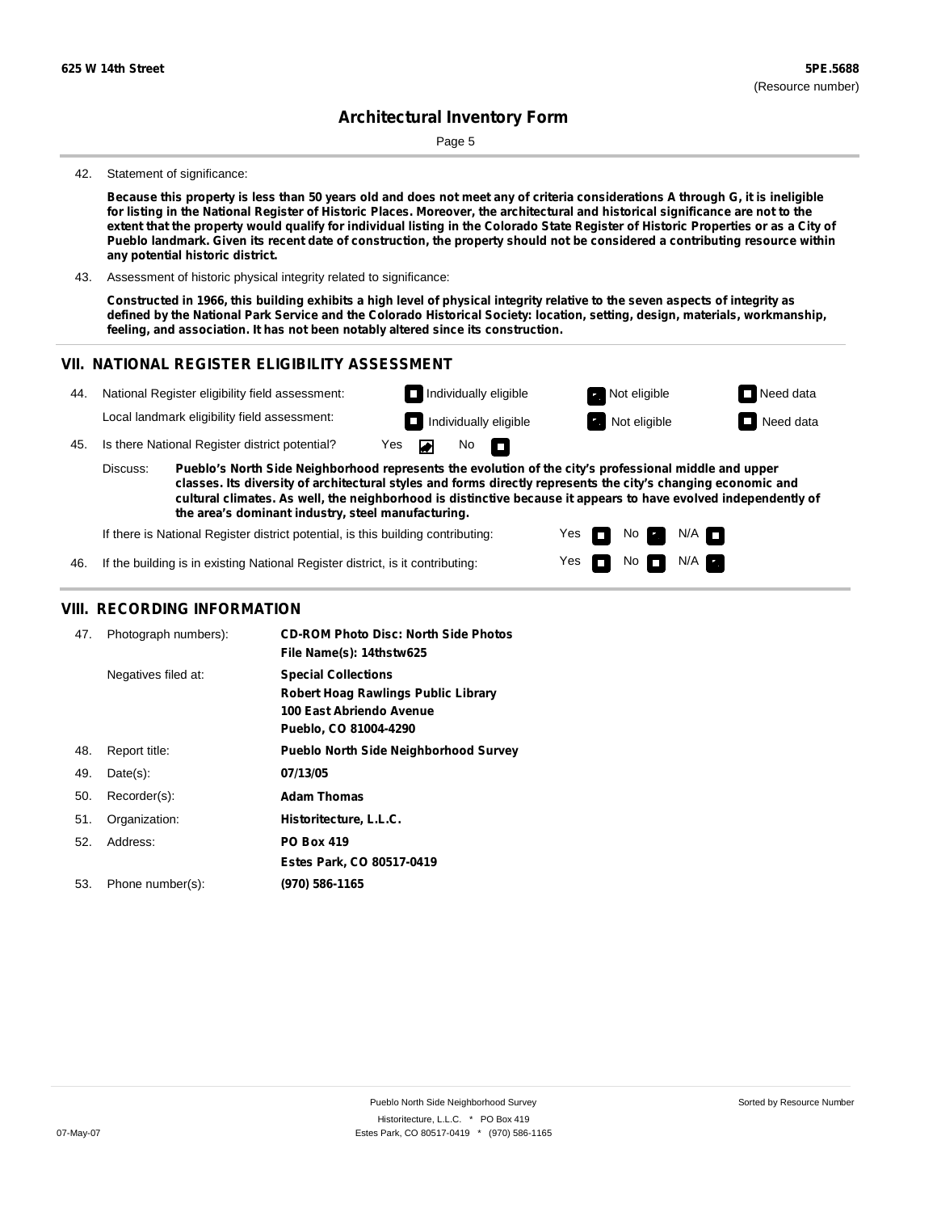42. Statement of significance:

**Because this property is less than 50 years old and does not meet any of criteria considerations A through G, it is ineligible for listing in the National Register of Historic Places. Moreover, the architectural and historical significance are not to the extent that the property would qualify for individual listing in the Colorado State Register of Historic Properties or as a City of Pueblo landmark. Given its recent date of construction, the property should not be considered a contributing resource within any potential historic district.**

43. Assessment of historic physical integrity related to significance:

**Constructed in 1966, this building exhibits a high level of physical integrity relative to the seven aspects of integrity as defined by the National Park Service and the Colorado Historical Society: location, setting, design, materials, workmanship, feeling, and association. It has not been notably altered since its construction.**

## VII. NATIONAL REGISTER ELIGIBILITY ASSESSMENT

44. National Register eligibility field assessment: ☐ Individually eligible ☒ Not eligible ☐ Need data

Local landmark eligibility field assessment: ☐ Individually eligible ☒ Not eligible ☐ Need data

45. Is there National Register district potential? Yes ☒ No ☐

Discuss: **Pueblo's North Side Neighborhood represents the evolution of the city's professional middle and upper classes. Its diversity of architectural styles and forms directly represents the city's changing economic and cultural climates. As well, the neighborhood is distinctive because it appears to have evolved independently of the area's dominant industry, steel manufacturing.**

If there is National Register district potential, is this building contributing: Yes ☐ No ☒ N/A ☐

46. If the building is in existing National Register district, is it contributing: Yes ☐ No ☐ N/A ☒

## VIII. RECORDING INFORMATION

| | | |
|---|---|---|
| 47. | Photograph numbers): | **CD-ROM Photo Disc: North Side Photos**<br>**File Name(s): 14thstw625** |
| | Negatives filed at: | **Special Collections**<br>**Robert Hoag Rawlings Public Library**<br>**100 East Abriendo Avenue**<br>**Pueblo, CO 81004-4290** |
| 48. | Report title: | **Pueblo North Side Neighborhood Survey** |
| 49. | Date(s): | **07/13/05** |
| 50. | Recorder(s): | **Adam Thomas** |
| 51. | Organization: | **Historitecture, L.L.C.** |
| 52. | Address: | **PO Box 419**<br>**Estes Park, CO 80517-0419** |
| 53. | Phone number(s): | **(970) 586-1165** |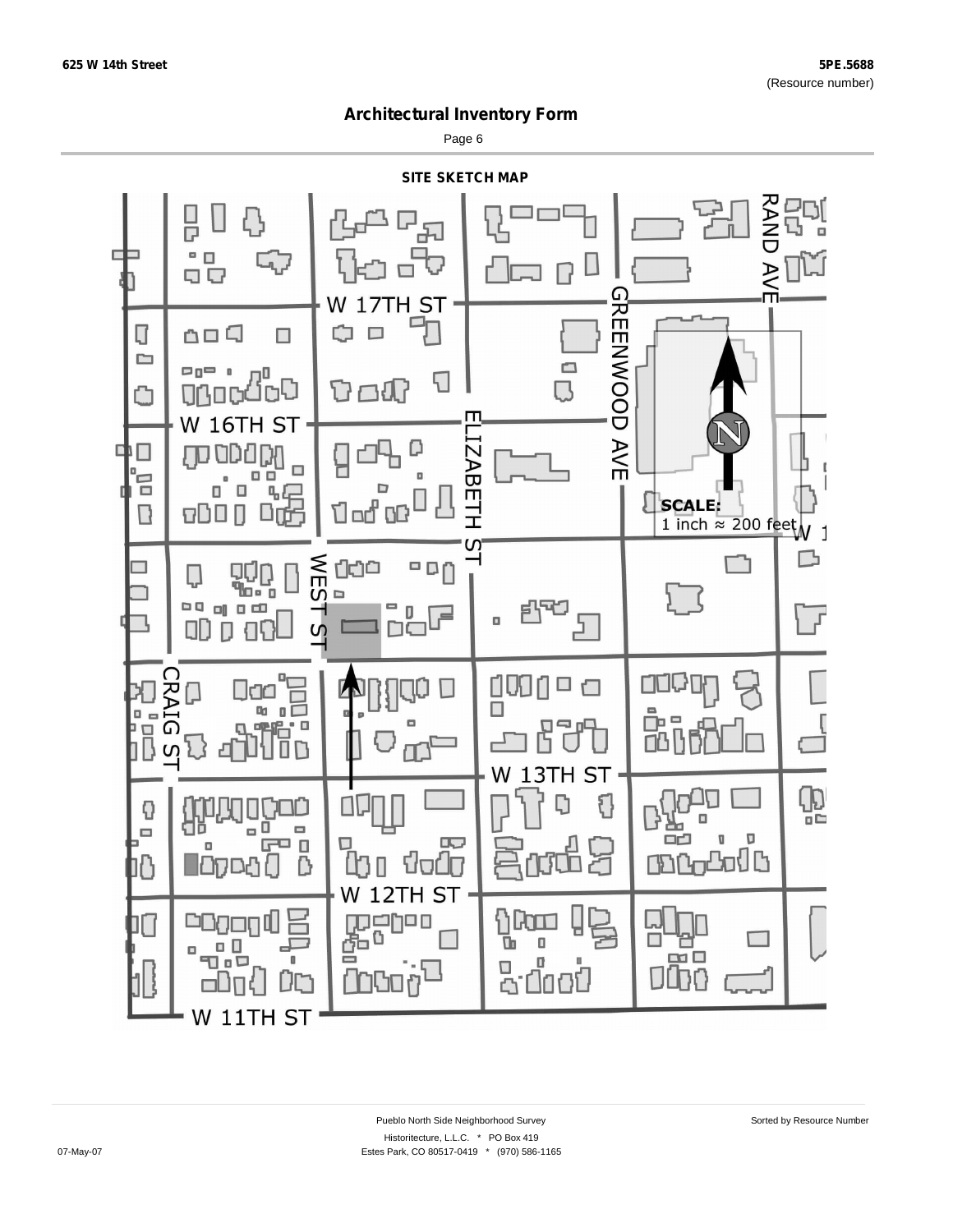625 W 14th Street

5PE.5688
(Resource number)

# Architectural Inventory Form

## SITE SKETCH MAP

W 17TH ST

W 16TH ST

W 13TH ST

W 12TH ST

W 11TH ST

CRAIG ST

WEST ST

ELIZABETH ST

GREENWOOD AVE

RAND AVE

N

SCALE:
1 inch ≈ 200 feet

Pueblo North Side Neighborhood Survey

Historitecture, L.L.C. * PO Box 419

Estes Park, CO 80517-0419 * (970) 586-1165

Sorted by Resource Number

07-May-07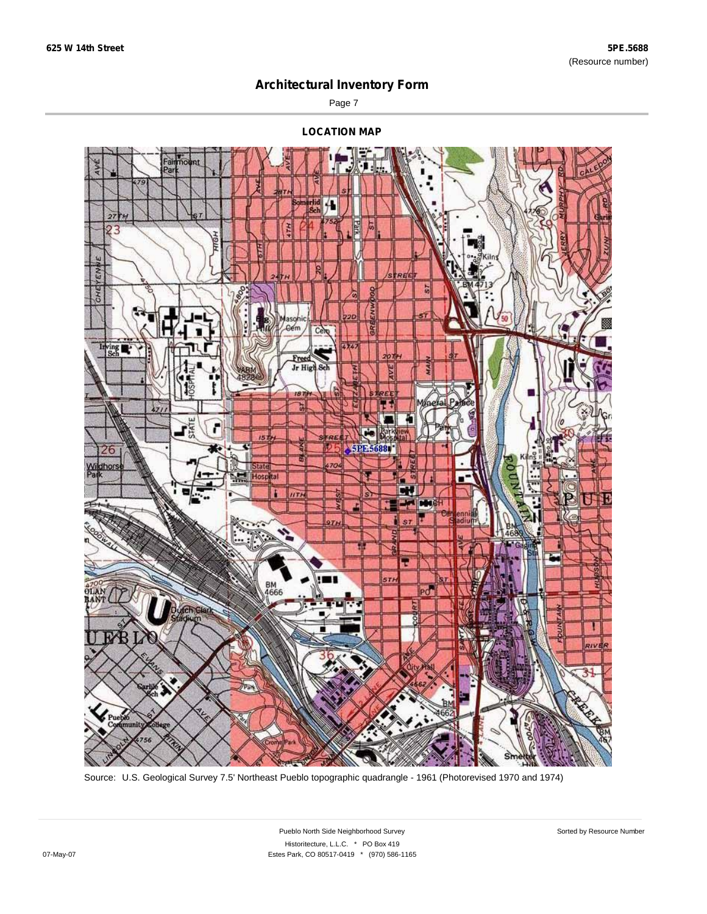## LOCATION MAP

Source: U.S. Geological Survey 7.5' Northeast Pueblo topographic quadrangle - 1961 (Photorevised 1970 and 1974)